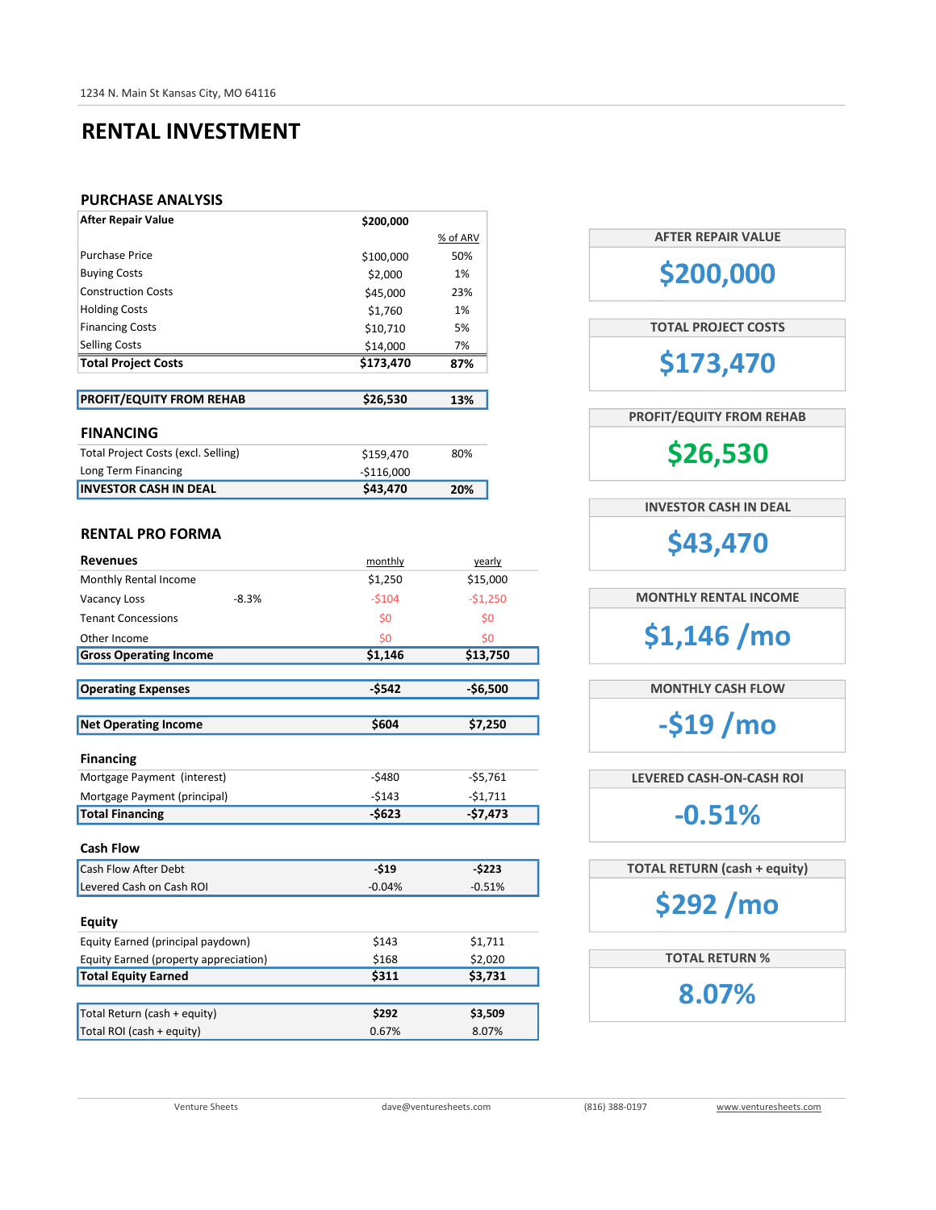1234 N. Main St Kansas City, MO 64116

# RENTAL INVESTMENT

## PURCHASE ANALYSIS

| After Repair Value | $200,000 | |
|---|---|---|
| | | % of ARV |
| Purchase Price | $100,000 | 50% |
| Buying Costs | $2,000 | 1% |
| Construction Costs | $45,000 | 23% |
| Holding Costs | $1,760 | 1% |
| Financing Costs | $10,710 | 5% |
| Selling Costs | $14,000 | 7% |
| **Total Project Costs** | **$173,470** | **87%** |

| **PROFIT/EQUITY FROM REHAB** | **$26,530** | **13%** |
|---|---|---|

## FINANCING

| Total Project Costs (excl. Selling) | $159,470 | 80% |
|---|---|---|
| Long Term Financing | -$116,000 | |
| **INVESTOR CASH IN DEAL** | **$43,470** | **20%** |

## RENTAL PRO FORMA

| **Revenues** | | monthly | yearly |
|---|---|---|---|
| Monthly Rental Income | | $1,250 | $15,000 |
| Vacancy Loss | -8.3% | -$104 | -$1,250 |
| Tenant Concessions | | $0 | $0 |
| Other Income | | $0 | $0 |
| **Gross Operating Income** | | **$1,146** | **$13,750** |
| | | | |
| **Operating Expenses** | | **-$542** | **-$6,500** |
| | | | |
| **Net Operating Income** | | **$604** | **$7,250** |
| | | | |
| **Financing** | | | |
| Mortgage Payment (interest) | | -$480 | -$5,761 |
| Mortgage Payment (principal) | | -$143 | -$1,711 |
| **Total Financing** | | **-$623** | **-$7,473** |
| | | | |
| **Cash Flow** | | | |
| Cash Flow After Debt | | **-$19** | **-$223** |
| Levered Cash on Cash ROI | | -0.04% | -0.51% |
| | | | |
| **Equity** | | | |
| Equity Earned (principal paydown) | | $143 | $1,711 |
| Equity Earned (property appreciation) | | $168 | $2,020 |
| **Total Equity Earned** | | **$311** | **$3,731** |
| | | | |
| Total Return (cash + equity) | | **$292** | **$3,509** |
| Total ROI (cash + equity) | | 0.67% | 8.07% |

**AFTER REPAIR VALUE**
**$200,000**

**TOTAL PROJECT COSTS**
**$173,470**

**PROFIT/EQUITY FROM REHAB**
**$26,530**

**INVESTOR CASH IN DEAL**
**$43,470**

**MONTHLY RENTAL INCOME**
**$1,146 /mo**

**MONTHLY CASH FLOW**
**-$19 /mo**

**LEVERED CASH-ON-CASH ROI**
**-0.51%**

**TOTAL RETURN (cash + equity)**
**$292 /mo**

**TOTAL RETURN %**
**8.07%**

Venture Sheets | dave@venturesheets.com | (816) 388-0197 | www.venturesheets.com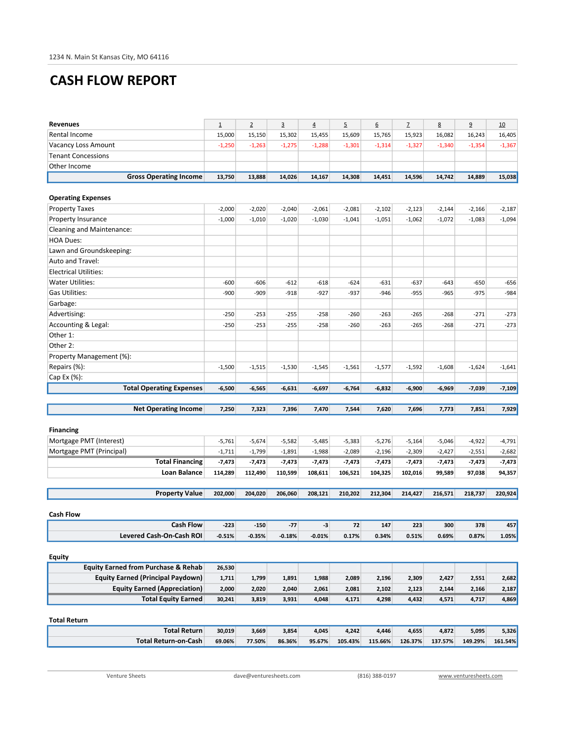1234 N. Main St Kansas City, MO 64116

# CASH FLOW REPORT

| Revenues | 1 | 2 | 3 | 4 | 5 | 6 | 7 | 8 | 9 | 10 |
|---|---|---|---|---|---|---|---|---|---|---|
| Rental Income | 15,000 | 15,150 | 15,302 | 15,455 | 15,609 | 15,765 | 15,923 | 16,082 | 16,243 | 16,405 |
| Vacancy Loss Amount | -1,250 | -1,263 | -1,275 | -1,288 | -1,301 | -1,314 | -1,327 | -1,340 | -1,354 | -1,367 |
| Tenant Concessions | | | | | | | | | | |
| Other Income | | | | | | | | | | |
| **Gross Operating Income** | **13,750** | **13,888** | **14,026** | **14,167** | **14,308** | **14,451** | **14,596** | **14,742** | **14,889** | **15,038** |
| | | | | | | | | | | |
| **Operating Expenses** | | | | | | | | | | |
| Property Taxes | -2,000 | -2,020 | -2,040 | -2,061 | -2,081 | -2,102 | -2,123 | -2,144 | -2,166 | -2,187 |
| Property Insurance | -1,000 | -1,010 | -1,020 | -1,030 | -1,041 | -1,051 | -1,062 | -1,072 | -1,083 | -1,094 |
| Cleaning and Maintenance: | | | | | | | | | | |
| HOA Dues: | | | | | | | | | | |
| Lawn and Groundskeeping: | | | | | | | | | | |
| Auto and Travel: | | | | | | | | | | |
| Electrical Utilities: | | | | | | | | | | |
| Water Utilities: | -600 | -606 | -612 | -618 | -624 | -631 | -637 | -643 | -650 | -656 |
| Gas Utilities: | -900 | -909 | -918 | -927 | -937 | -946 | -955 | -965 | -975 | -984 |
| Garbage: | | | | | | | | | | |
| Advertising: | -250 | -253 | -255 | -258 | -260 | -263 | -265 | -268 | -271 | -273 |
| Accounting & Legal: | -250 | -253 | -255 | -258 | -260 | -263 | -265 | -268 | -271 | -273 |
| Other 1: | | | | | | | | | | |
| Other 2: | | | | | | | | | | |
| Property Management (%): | | | | | | | | | | |
| Repairs (%): | -1,500 | -1,515 | -1,530 | -1,545 | -1,561 | -1,577 | -1,592 | -1,608 | -1,624 | -1,641 |
| Cap Ex (%): | | | | | | | | | | |
| **Total Operating Expenses** | **-6,500** | **-6,565** | **-6,631** | **-6,697** | **-6,764** | **-6,832** | **-6,900** | **-6,969** | **-7,039** | **-7,109** |
| | | | | | | | | | | |
| **Net Operating Income** | **7,250** | **7,323** | **7,396** | **7,470** | **7,544** | **7,620** | **7,696** | **7,773** | **7,851** | **7,929** |
| | | | | | | | | | | |
| **Financing** | | | | | | | | | | |
| Mortgage PMT (Interest) | -5,761 | -5,674 | -5,582 | -5,485 | -5,383 | -5,276 | -5,164 | -5,046 | -4,922 | -4,791 |
| Mortgage PMT (Principal) | -1,711 | -1,799 | -1,891 | -1,988 | -2,089 | -2,196 | -2,309 | -2,427 | -2,551 | -2,682 |
| **Total Financing** | **-7,473** | **-7,473** | **-7,473** | **-7,473** | **-7,473** | **-7,473** | **-7,473** | **-7,473** | **-7,473** | **-7,473** |
| **Loan Balance** | **114,289** | **112,490** | **110,599** | **108,611** | **106,521** | **104,325** | **102,016** | **99,589** | **97,038** | **94,357** |
| | | | | | | | | | | |
| **Property Value** | **202,000** | **204,020** | **206,060** | **208,121** | **210,202** | **212,304** | **214,427** | **216,571** | **218,737** | **220,924** |
| | | | | | | | | | | |
| **Cash Flow** | | | | | | | | | | |
| **Cash Flow** | **-223** | **-150** | **-77** | **-3** | **72** | **147** | **223** | **300** | **378** | **457** |
| **Levered Cash-On-Cash ROI** | **-0.51%** | **-0.35%** | **-0.18%** | **-0.01%** | **0.17%** | **0.34%** | **0.51%** | **0.69%** | **0.87%** | **1.05%** |
| | | | | | | | | | | |
| **Equity** | | | | | | | | | | |
| **Equity Earned from Purchase & Rehab** | **26,530** | | | | | | | | | |
| **Equity Earned (Principal Paydown)** | **1,711** | **1,799** | **1,891** | **1,988** | **2,089** | **2,196** | **2,309** | **2,427** | **2,551** | **2,682** |
| **Equity Earned (Appreciation)** | **2,000** | **2,020** | **2,040** | **2,061** | **2,081** | **2,102** | **2,123** | **2,144** | **2,166** | **2,187** |
| **Total Equity Earned** | **30,241** | **3,819** | **3,931** | **4,048** | **4,171** | **4,298** | **4,432** | **4,571** | **4,717** | **4,869** |
| | | | | | | | | | | |
| **Total Return** | | | | | | | | | | |
| **Total Return** | **30,019** | **3,669** | **3,854** | **4,045** | **4,242** | **4,446** | **4,655** | **4,872** | **5,095** | **5,326** |
| **Total Return-on-Cash** | **69.06%** | **77.50%** | **86.36%** | **95.67%** | **105.43%** | **115.66%** | **126.37%** | **137.57%** | **149.29%** | **161.54%** |

Venture Sheets | dave@venturesheets.com | (816) 388-0197 | www.venturesheets.com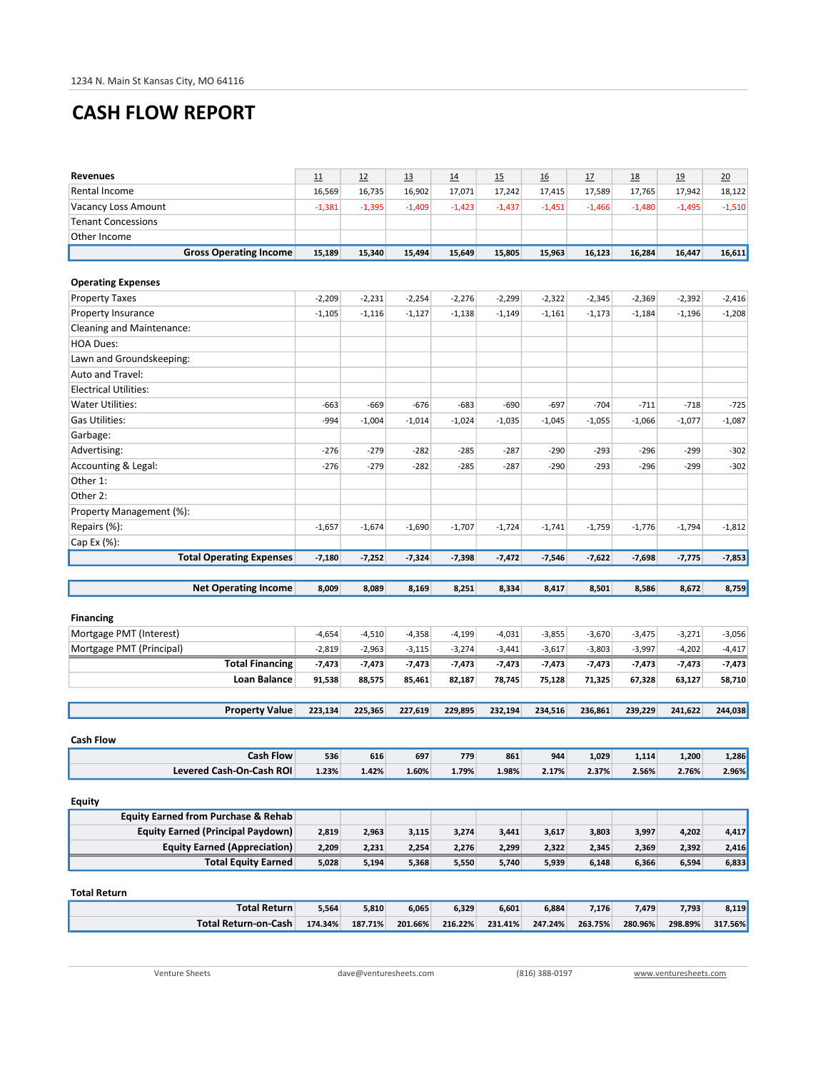1234 N. Main St Kansas City, MO 64116

# CASH FLOW REPORT

| Revenues | 11 | 12 | 13 | 14 | 15 | 16 | 17 | 18 | 19 | 20 |
|---|---|---|---|---|---|---|---|---|---|---|
| Rental Income | 16,569 | 16,735 | 16,902 | 17,071 | 17,242 | 17,415 | 17,589 | 17,765 | 17,942 | 18,122 |
| Vacancy Loss Amount | -1,381 | -1,395 | -1,409 | -1,423 | -1,437 | -1,451 | -1,466 | -1,480 | -1,495 | -1,510 |
| Tenant Concessions | | | | | | | | | | |
| Other Income | | | | | | | | | | |
| **Gross Operating Income** | **15,189** | **15,340** | **15,494** | **15,649** | **15,805** | **15,963** | **16,123** | **16,284** | **16,447** | **16,611** |

| Operating Expenses | | | | | | | | | | |
|---|---|---|---|---|---|---|---|---|---|---|
| Property Taxes | -2,209 | -2,231 | -2,254 | -2,276 | -2,299 | -2,322 | -2,345 | -2,369 | -2,392 | -2,416 |
| Property Insurance | -1,105 | -1,116 | -1,127 | -1,138 | -1,149 | -1,161 | -1,173 | -1,184 | -1,196 | -1,208 |
| Cleaning and Maintenance: | | | | | | | | | | |
| HOA Dues: | | | | | | | | | | |
| Lawn and Groundskeeping: | | | | | | | | | | |
| Auto and Travel: | | | | | | | | | | |
| Electrical Utilities: | | | | | | | | | | |
| Water Utilities: | -663 | -669 | -676 | -683 | -690 | -697 | -704 | -711 | -718 | -725 |
| Gas Utilities: | -994 | -1,004 | -1,014 | -1,024 | -1,035 | -1,045 | -1,055 | -1,066 | -1,077 | -1,087 |
| Garbage: | | | | | | | | | | |
| Advertising: | -276 | -279 | -282 | -285 | -287 | -290 | -293 | -296 | -299 | -302 |
| Accounting & Legal: | -276 | -279 | -282 | -285 | -287 | -290 | -293 | -296 | -299 | -302 |
| Other 1: | | | | | | | | | | |
| Other 2: | | | | | | | | | | |
| Property Management (%): | | | | | | | | | | |
| Repairs (%): | -1,657 | -1,674 | -1,690 | -1,707 | -1,724 | -1,741 | -1,759 | -1,776 | -1,794 | -1,812 |
| Cap Ex (%): | | | | | | | | | | |
| **Total Operating Expenses** | **-7,180** | **-7,252** | **-7,324** | **-7,398** | **-7,472** | **-7,546** | **-7,622** | **-7,698** | **-7,775** | **-7,853** |

| | | | | | | | | | | |
|---|---|---|---|---|---|---|---|---|---|---|
| **Net Operating Income** | **8,009** | **8,089** | **8,169** | **8,251** | **8,334** | **8,417** | **8,501** | **8,586** | **8,672** | **8,759** |

| Financing | | | | | | | | | | |
|---|---|---|---|---|---|---|---|---|---|---|
| Mortgage PMT (Interest) | -4,654 | -4,510 | -4,358 | -4,199 | -4,031 | -3,855 | -3,670 | -3,475 | -3,271 | -3,056 |
| Mortgage PMT (Principal) | -2,819 | -2,963 | -3,115 | -3,274 | -3,441 | -3,617 | -3,803 | -3,997 | -4,202 | -4,417 |
| **Total Financing** | **-7,473** | **-7,473** | **-7,473** | **-7,473** | **-7,473** | **-7,473** | **-7,473** | **-7,473** | **-7,473** | **-7,473** |
| **Loan Balance** | **91,538** | **88,575** | **85,461** | **82,187** | **78,745** | **75,128** | **71,325** | **67,328** | **63,127** | **58,710** |

| | | | | | | | | | | |
|---|---|---|---|---|---|---|---|---|---|---|
| **Property Value** | **223,134** | **225,365** | **227,619** | **229,895** | **232,194** | **234,516** | **236,861** | **239,229** | **241,622** | **244,038** |

| Cash Flow | | | | | | | | | | |
|---|---|---|---|---|---|---|---|---|---|---|
| **Cash Flow** | **536** | **616** | **697** | **779** | **861** | **944** | **1,029** | **1,114** | **1,200** | **1,286** |
| **Levered Cash-On-Cash ROI** | **1.23%** | **1.42%** | **1.60%** | **1.79%** | **1.98%** | **2.17%** | **2.37%** | **2.56%** | **2.76%** | **2.96%** |

| Equity | | | | | | | | | | |
|---|---|---|---|---|---|---|---|---|---|---|
| **Equity Earned from Purchase & Rehab** | | | | | | | | | | |
| **Equity Earned (Principal Paydown)** | **2,819** | **2,963** | **3,115** | **3,274** | **3,441** | **3,617** | **3,803** | **3,997** | **4,202** | **4,417** |
| **Equity Earned (Appreciation)** | **2,209** | **2,231** | **2,254** | **2,276** | **2,299** | **2,322** | **2,345** | **2,369** | **2,392** | **2,416** |
| **Total Equity Earned** | **5,028** | **5,194** | **5,368** | **5,550** | **5,740** | **5,939** | **6,148** | **6,366** | **6,594** | **6,833** |

| Total Return | | | | | | | | | | |
|---|---|---|---|---|---|---|---|---|---|---|
| **Total Return** | **5,564** | **5,810** | **6,065** | **6,329** | **6,601** | **6,884** | **7,176** | **7,479** | **7,793** | **8,119** |
| **Total Return-on-Cash** | **174.34%** | **187.71%** | **201.66%** | **216.22%** | **231.41%** | **247.24%** | **263.75%** | **280.96%** | **298.89%** | **317.56%** |

Venture Sheets | dave@venturesheets.com | (816) 388-0197 | www.venturesheets.com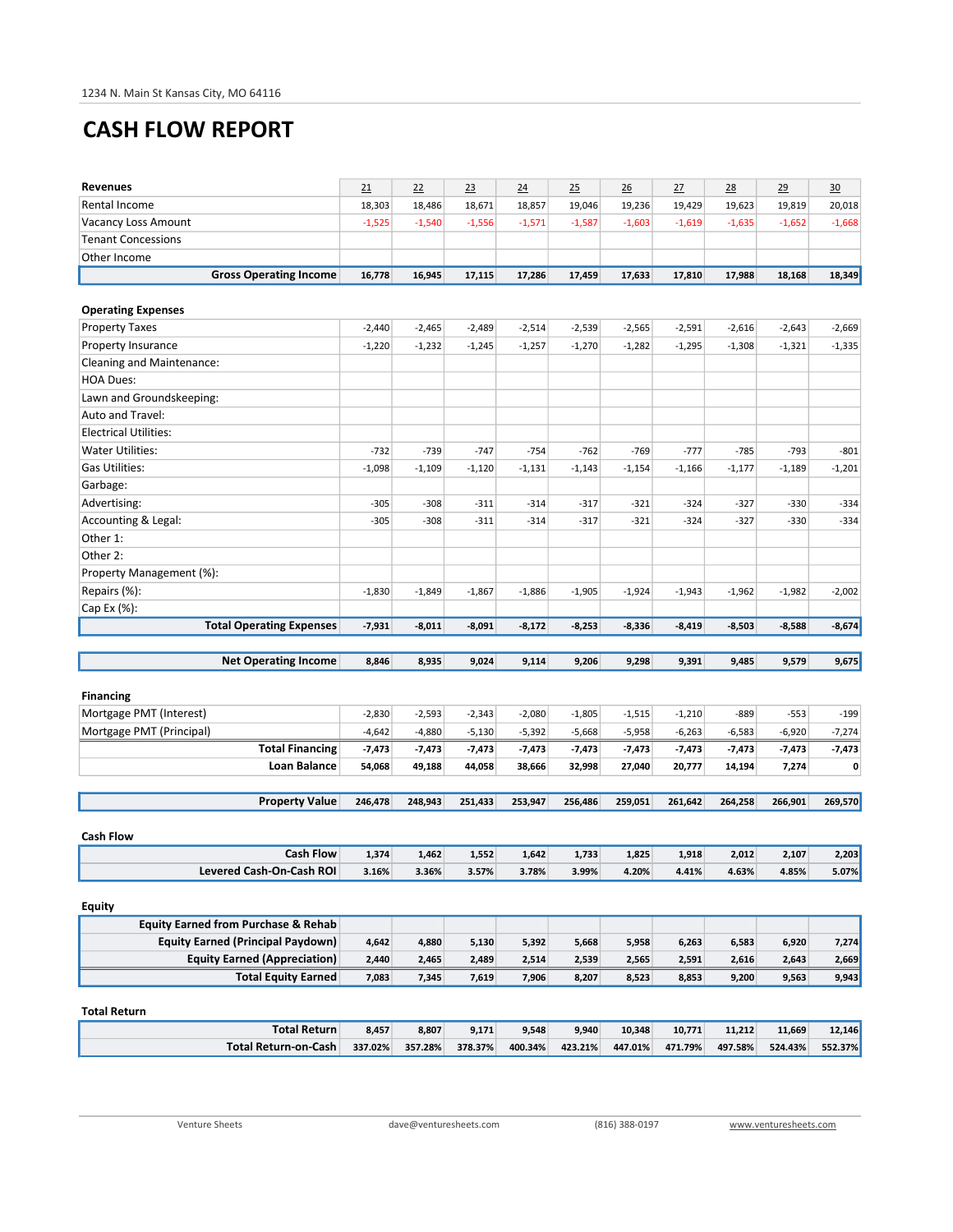1234 N. Main St Kansas City, MO 64116

# CASH FLOW REPORT

| Revenues | 21 | 22 | 23 | 24 | 25 | 26 | 27 | 28 | 29 | 30 |
|---|---|---|---|---|---|---|---|---|---|---|
| Rental Income | 18,303 | 18,486 | 18,671 | 18,857 | 19,046 | 19,236 | 19,429 | 19,623 | 19,819 | 20,018 |
| Vacancy Loss Amount | -1,525 | -1,540 | -1,556 | -1,571 | -1,587 | -1,603 | -1,619 | -1,635 | -1,652 | -1,668 |
| Tenant Concessions | | | | | | | | | | |
| Other Income | | | | | | | | | | |
| **Gross Operating Income** | **16,778** | **16,945** | **17,115** | **17,286** | **17,459** | **17,633** | **17,810** | **17,988** | **18,168** | **18,349** |

| Operating Expenses | | | | | | | | | | |
|---|---|---|---|---|---|---|---|---|---|---|
| Property Taxes | -2,440 | -2,465 | -2,489 | -2,514 | -2,539 | -2,565 | -2,591 | -2,616 | -2,643 | -2,669 |
| Property Insurance | -1,220 | -1,232 | -1,245 | -1,257 | -1,270 | -1,282 | -1,295 | -1,308 | -1,321 | -1,335 |
| Cleaning and Maintenance: | | | | | | | | | | |
| HOA Dues: | | | | | | | | | | |
| Lawn and Groundskeeping: | | | | | | | | | | |
| Auto and Travel: | | | | | | | | | | |
| Electrical Utilities: | | | | | | | | | | |
| Water Utilities: | -732 | -739 | -747 | -754 | -762 | -769 | -777 | -785 | -793 | -801 |
| Gas Utilities: | -1,098 | -1,109 | -1,120 | -1,131 | -1,143 | -1,154 | -1,166 | -1,177 | -1,189 | -1,201 |
| Garbage: | | | | | | | | | | |
| Advertising: | -305 | -308 | -311 | -314 | -317 | -321 | -324 | -327 | -330 | -334 |
| Accounting & Legal: | -305 | -308 | -311 | -314 | -317 | -321 | -324 | -327 | -330 | -334 |
| Other 1: | | | | | | | | | | |
| Other 2: | | | | | | | | | | |
| Property Management (%): | | | | | | | | | | |
| Repairs (%): | -1,830 | -1,849 | -1,867 | -1,886 | -1,905 | -1,924 | -1,943 | -1,962 | -1,982 | -2,002 |
| Cap Ex (%): | | | | | | | | | | |
| **Total Operating Expenses** | **-7,931** | **-8,011** | **-8,091** | **-8,172** | **-8,253** | **-8,336** | **-8,419** | **-8,503** | **-8,588** | **-8,674** |
| **Net Operating Income** | **8,846** | **8,935** | **9,024** | **9,114** | **9,206** | **9,298** | **9,391** | **9,485** | **9,579** | **9,675** |

| Financing | | | | | | | | | | |
|---|---|---|---|---|---|---|---|---|---|---|
| Mortgage PMT (Interest) | -2,830 | -2,593 | -2,343 | -2,080 | -1,805 | -1,515 | -1,210 | -889 | -553 | -199 |
| Mortgage PMT (Principal) | -4,642 | -4,880 | -5,130 | -5,392 | -5,668 | -5,958 | -6,263 | -6,583 | -6,920 | -7,274 |
| **Total Financing** | **-7,473** | **-7,473** | **-7,473** | **-7,473** | **-7,473** | **-7,473** | **-7,473** | **-7,473** | **-7,473** | **-7,473** |
| **Loan Balance** | **54,068** | **49,188** | **44,058** | **38,666** | **32,998** | **27,040** | **20,777** | **14,194** | **7,274** | **0** |
| **Property Value** | **246,478** | **248,943** | **251,433** | **253,947** | **256,486** | **259,051** | **261,642** | **264,258** | **266,901** | **269,570** |

| Cash Flow | | | | | | | | | | |
|---|---|---|---|---|---|---|---|---|---|---|
| **Cash Flow** | **1,374** | **1,462** | **1,552** | **1,642** | **1,733** | **1,825** | **1,918** | **2,012** | **2,107** | **2,203** |
| **Levered Cash-On-Cash ROI** | **3.16%** | **3.36%** | **3.57%** | **3.78%** | **3.99%** | **4.20%** | **4.41%** | **4.63%** | **4.85%** | **5.07%** |

| Equity | | | | | | | | | | |
|---|---|---|---|---|---|---|---|---|---|---|
| **Equity Earned from Purchase & Rehab** | | | | | | | | | | |
| **Equity Earned (Principal Paydown)** | **4,642** | **4,880** | **5,130** | **5,392** | **5,668** | **5,958** | **6,263** | **6,583** | **6,920** | **7,274** |
| **Equity Earned (Appreciation)** | **2,440** | **2,465** | **2,489** | **2,514** | **2,539** | **2,565** | **2,591** | **2,616** | **2,643** | **2,669** |
| **Total Equity Earned** | **7,083** | **7,345** | **7,619** | **7,906** | **8,207** | **8,523** | **8,853** | **9,200** | **9,563** | **9,943** |

| Total Return | | | | | | | | | | |
|---|---|---|---|---|---|---|---|---|---|---|
| **Total Return** | **8,457** | **8,807** | **9,171** | **9,548** | **9,940** | **10,348** | **10,771** | **11,212** | **11,669** | **12,146** |
| **Total Return-on-Cash** | **337.02%** | **357.28%** | **378.37%** | **400.34%** | **423.21%** | **447.01%** | **471.79%** | **497.58%** | **524.43%** | **552.37%** |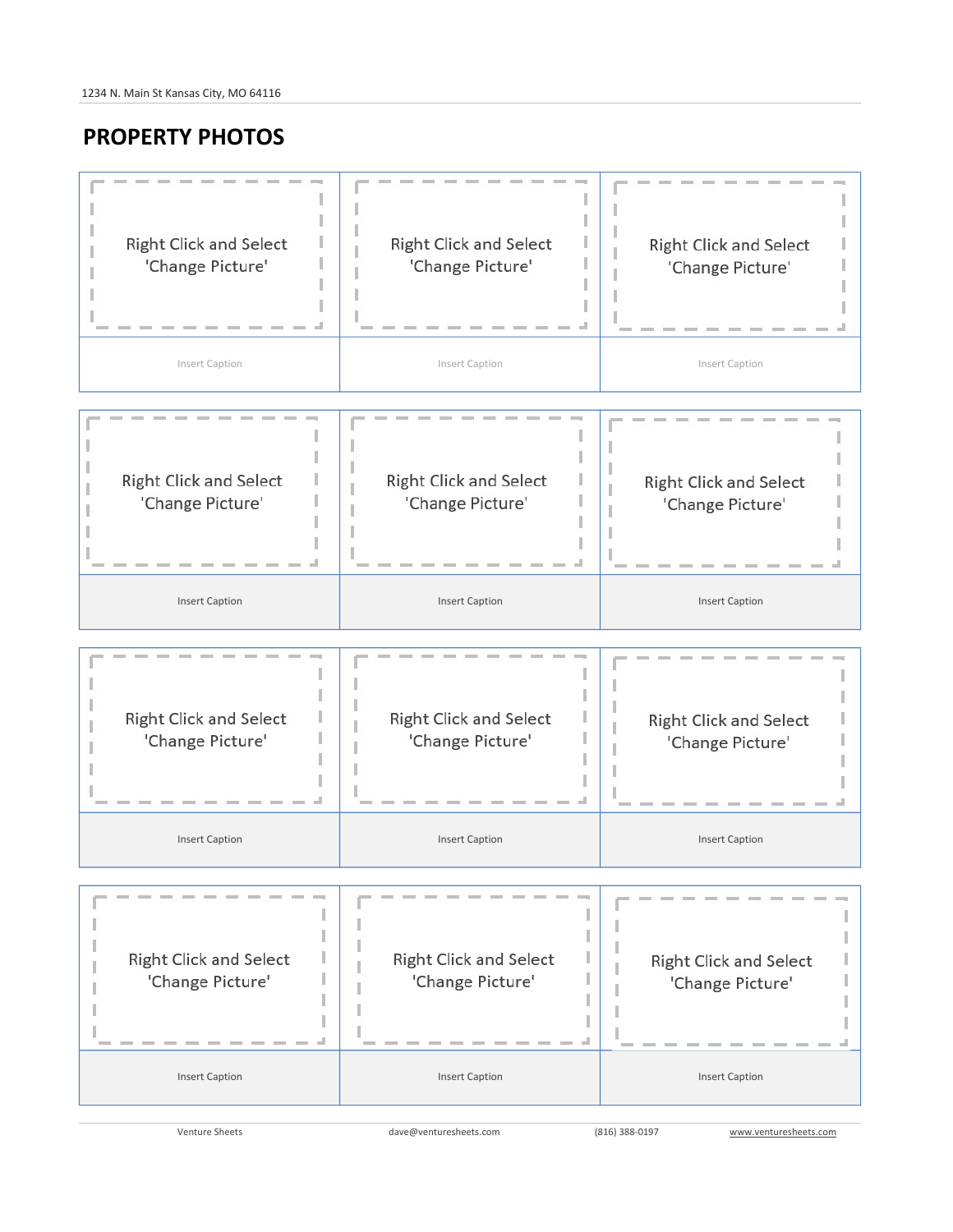1234 N. Main St Kansas City, MO 64116

## PROPERTY PHOTOS

| | | |
|---|---|---|
| Right Click and Select 'Change Picture' | Right Click and Select 'Change Picture' | Right Click and Select 'Change Picture' |
| Insert Caption | Insert Caption | Insert Caption |

| | | |
|---|---|---|
| Right Click and Select 'Change Picture' | Right Click and Select 'Change Picture' | Right Click and Select 'Change Picture' |
| Insert Caption | Insert Caption | Insert Caption |

| | | |
|---|---|---|
| Right Click and Select 'Change Picture' | Right Click and Select 'Change Picture' | Right Click and Select 'Change Picture' |
| Insert Caption | Insert Caption | Insert Caption |

| | | |
|---|---|---|
| Right Click and Select 'Change Picture' | Right Click and Select 'Change Picture' | Right Click and Select 'Change Picture' |
| Insert Caption | Insert Caption | Insert Caption |

Venture Sheets dave@venturesheets.com (816) 388-0197 www.venturesheets.com